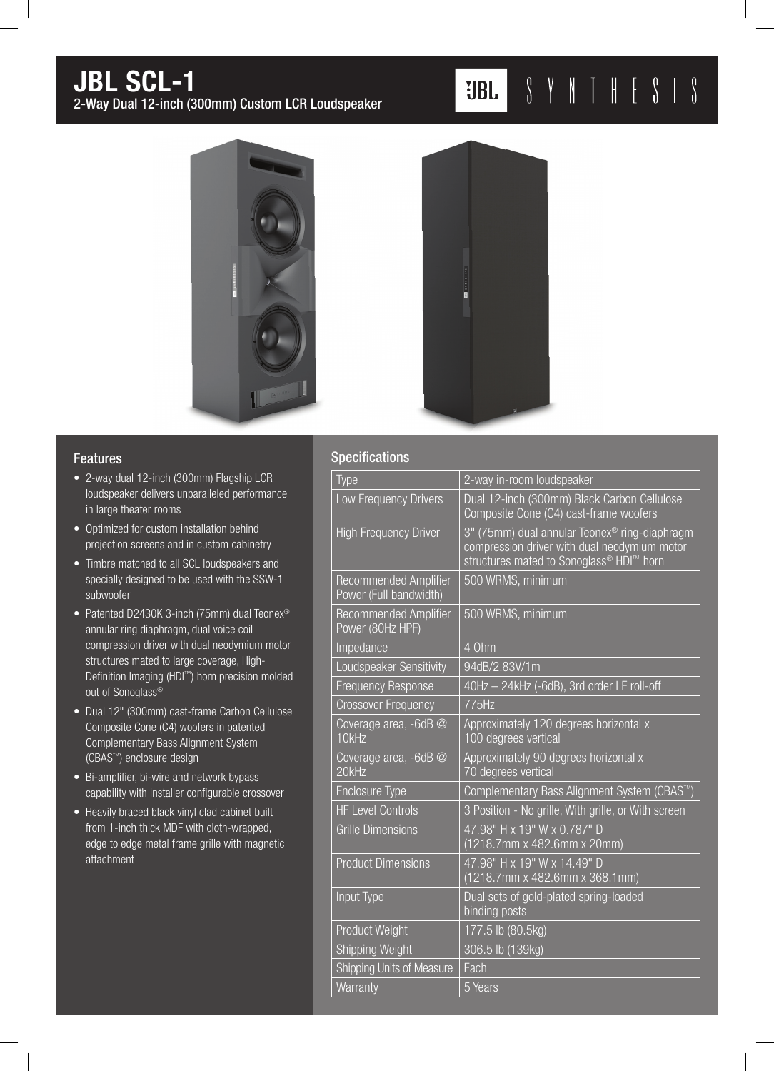# JBL SCL-1

2-Way Dual 12-inch (300mm) Custom LCR Loudspeaker

JBL SYNTHESIS

## Features

- 2-way dual 12-inch (300mm) Flagship LCR loudspeaker delivers unparalleled performance in large theater rooms
- Optimized for custom installation behind projection screens and in custom cabinetry
- Timbre matched to all SCL loudspeakers and specially designed to be used with the SSW-1 subwoofer
- Patented D2430K 3-inch (75mm) dual Teonex® annular ring diaphragm, dual voice coil compression driver with dual neodymium motor structures mated to large coverage, High-Definition Imaging (HDI™) horn precision molded out of Sonoglass®
- Dual 12" (300mm) cast-frame Carbon Cellulose Composite Cone (C4) woofers in patented Complementary Bass Alignment System (CBAS™) enclosure design
- Bi-amplifier, bi-wire and network bypass capability with installer configurable crossover
- Heavily braced black vinyl clad cabinet built from 1-inch thick MDF with cloth-wrapped, edge to edge metal frame grille with magnetic attachment

## Specifications

| | |
|---|---|
| Type | 2-way in-room loudspeaker |
| Low Frequency Drivers | Dual 12-inch (300mm) Black Carbon Cellulose Composite Cone (C4) cast-frame woofers |
| High Frequency Driver | 3" (75mm) dual annular Teonex® ring-diaphragm compression driver with dual neodymium motor structures mated to Sonoglass® HDI™ horn |
| Recommended Amplifier Power (Full bandwidth) | 500 WRMS, minimum |
| Recommended Amplifier Power (80Hz HPF) | 500 WRMS, minimum |
| Impedance | 4 Ohm |
| Loudspeaker Sensitivity | 94dB/2.83V/1m |
| Frequency Response | 40Hz – 24kHz (-6dB), 3rd order LF roll-off |
| Crossover Frequency | 775Hz |
| Coverage area, -6dB @ 10kHz | Approximately 120 degrees horizontal x 100 degrees vertical |
| Coverage area, -6dB @ 20kHz | Approximately 90 degrees horizontal x 70 degrees vertical |
| Enclosure Type | Complementary Bass Alignment System (CBAS™) |
| HF Level Controls | 3 Position - No grille, With grille, or With screen |
| Grille Dimensions | 47.98" H x 19" W x 0.787" D (1218.7mm x 482.6mm x 20mm) |
| Product Dimensions | 47.98" H x 19" W x 14.49" D (1218.7mm x 482.6mm x 368.1mm) |
| Input Type | Dual sets of gold-plated spring-loaded binding posts |
| Product Weight | 177.5 lb (80.5kg) |
| Shipping Weight | 306.5 lb (139kg) |
| Shipping Units of Measure | Each |
| Warranty | 5 Years |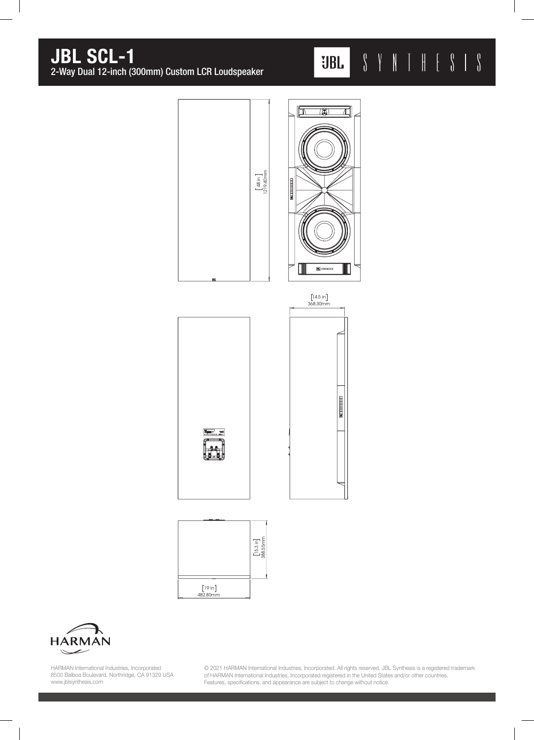# JBL SCL-1

## 2-Way Dual 12-inch (300mm) Custom LCR Loudspeaker

JBL SYNTHESIS

[ 48 in ]
1219.40mm

[14.5 in]
368.30mm

[15.3 in]
388.55mm

[19 in]
482.80mm

HARMAN

HARMAN International Industries, Incorporated
8500 Balboa Boulevard, Northridge, CA 91329 USA
www.jblsynthesis.com

© 2021 HARMAN International Industries, Incorporated. All rights reserved. JBL Synthesis is a registered trademark of HARMAN International Industries, Incorporated registered in the United States and/or other countries.
Features, specifications, and appearance are subject to change without notice.